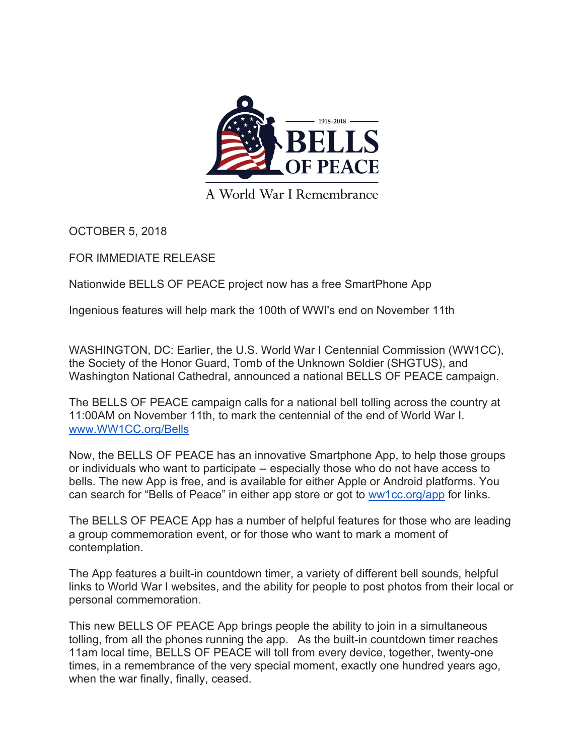1918-2018

# BELLS OF PEACE

A World War I Remembrance

OCTOBER 5, 2018

FOR IMMEDIATE RELEASE

Nationwide BELLS OF PEACE project now has a free SmartPhone App

Ingenious features will help mark the 100th of WWI's end on November 11th

WASHINGTON, DC: Earlier, the U.S. World War I Centennial Commission (WW1CC), the Society of the Honor Guard, Tomb of the Unknown Soldier (SHGTUS), and Washington National Cathedral, announced a national BELLS OF PEACE campaign.

The BELLS OF PEACE campaign calls for a national bell tolling across the country at 11:00AM on November 11th, to mark the centennial of the end of World War I. [www.WW1CC.org/Bells](http://www.WW1CC.org/Bells)

Now, the BELLS OF PEACE has an innovative Smartphone App, to help those groups or individuals who want to participate -- especially those who do not have access to bells. The new App is free, and is available for either Apple or Android platforms. You can search for “Bells of Peace” in either app store or got to [ww1cc.org/app](http://ww1cc.org/app) for links.

The BELLS OF PEACE App has a number of helpful features for those who are leading a group commemoration event, or for those who want to mark a moment of contemplation.

The App features a built-in countdown timer, a variety of different bell sounds, helpful links to World War I websites, and the ability for people to post photos from their local or personal commemoration.

This new BELLS OF PEACE App brings people the ability to join in a simultaneous tolling, from all the phones running the app. As the built-in countdown timer reaches 11am local time, BELLS OF PEACE will toll from every device, together, twenty-one times, in a remembrance of the very special moment, exactly one hundred years ago, when the war finally, finally, ceased.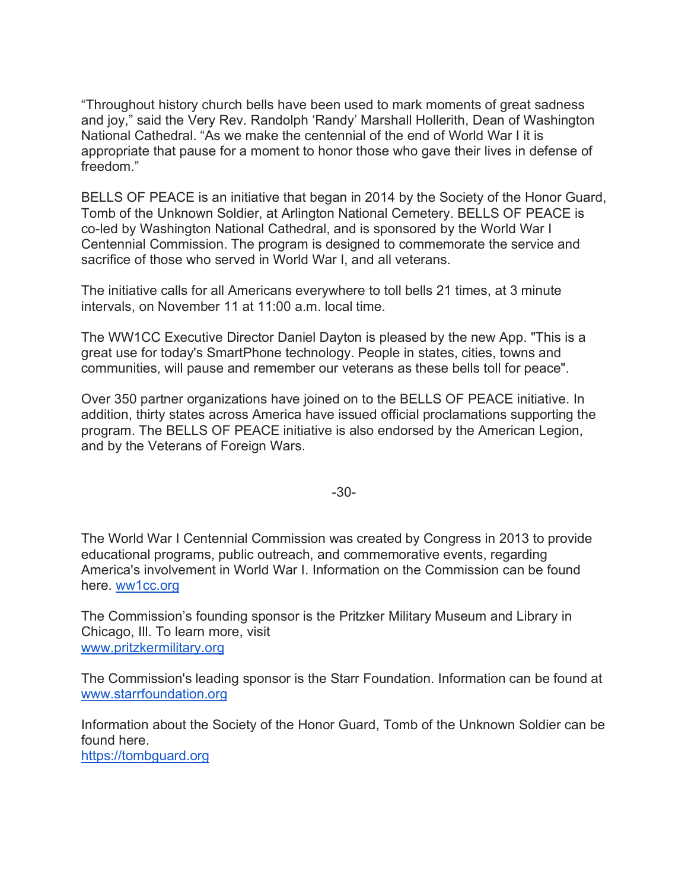"Throughout history church bells have been used to mark moments of great sadness and joy," said the Very Rev. Randolph 'Randy' Marshall Hollerith, Dean of Washington National Cathedral. "As we make the centennial of the end of World War I it is appropriate that pause for a moment to honor those who gave their lives in defense of freedom."

BELLS OF PEACE is an initiative that began in 2014 by the Society of the Honor Guard, Tomb of the Unknown Soldier, at Arlington National Cemetery. BELLS OF PEACE is co-led by Washington National Cathedral, and is sponsored by the World War I Centennial Commission. The program is designed to commemorate the service and sacrifice of those who served in World War I, and all veterans.

The initiative calls for all Americans everywhere to toll bells 21 times, at 3 minute intervals, on November 11 at 11:00 a.m. local time.

The WW1CC Executive Director Daniel Dayton is pleased by the new App. "This is a great use for today's SmartPhone technology. People in states, cities, towns and communities, will pause and remember our veterans as these bells toll for peace".

Over 350 partner organizations have joined on to the BELLS OF PEACE initiative. In addition, thirty states across America have issued official proclamations supporting the program. The BELLS OF PEACE initiative is also endorsed by the American Legion, and by the Veterans of Foreign Wars.

-30-

The World War I Centennial Commission was created by Congress in 2013 to provide educational programs, public outreach, and commemorative events, regarding America's involvement in World War I. Information on the Commission can be found here. [ww1cc.org](ww1cc.org)

The Commission's founding sponsor is the Pritzker Military Museum and Library in Chicago, Ill. To learn more, visit
[www.pritzkermilitary.org](www.pritzkermilitary.org)

The Commission's leading sponsor is the Starr Foundation. Information can be found at [www.starrfoundation.org](www.starrfoundation.org)

Information about the Society of the Honor Guard, Tomb of the Unknown Soldier can be found here.
[https://tombguard.org](https://tombguard.org)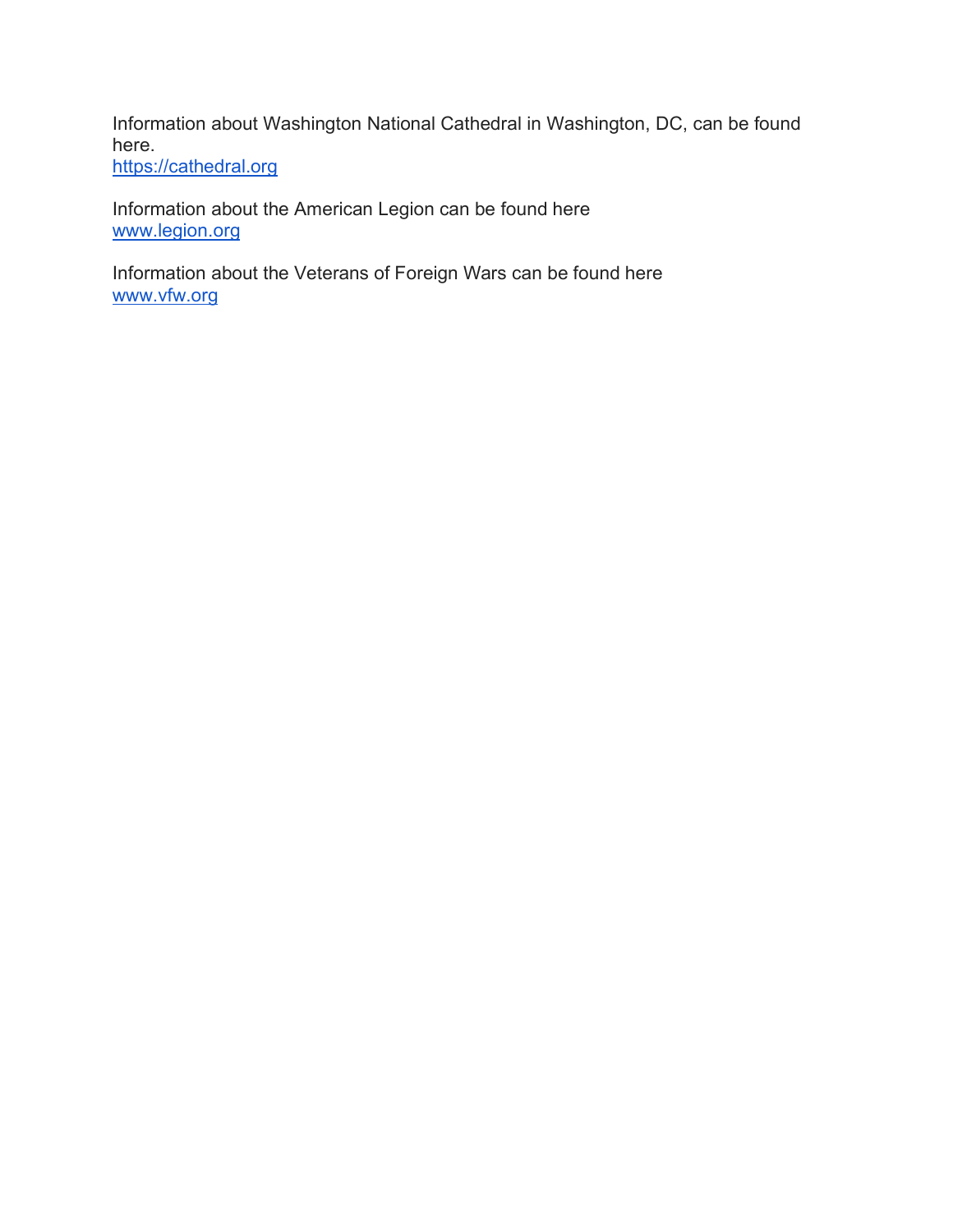Information about Washington National Cathedral in Washington, DC, can be found here.
https://cathedral.org

Information about the American Legion can be found here
www.legion.org

Information about the Veterans of Foreign Wars can be found here
www.vfw.org